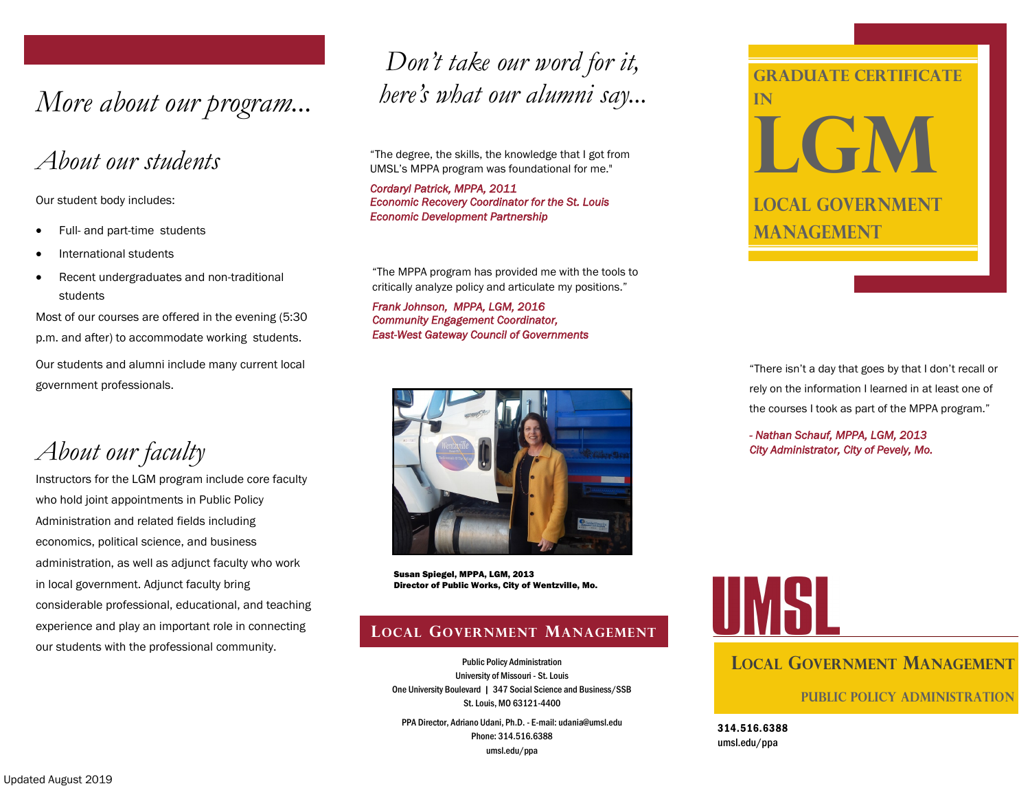# More about our program...

## About our students

Our student body includes:

- Full- and part-time students
- International students
- Recent undergraduates and non-traditional students

Most of our courses are offered in the evening (5:30 p.m. and after) to accommodate working students.

Our students and alumni include many current local government professionals.

## About our faculty

Instructors for the LGM program include core faculty who hold joint appointments in Public Policy Administration and related fields including economics, political science, and business administration, as well as adjunct faculty who work in local government. Adjunct faculty bring considerable professional, educational, and teaching experience and play an important role in connecting our students with the professional community.

Updated August 2019

# Don't take our word for it, here's what our alumni say...

"The degree, the skills, the knowledge that I got from UMSL's MPPA program was foundational for me."

*Cordaryl Patrick, MPPA, 2011*
*Economic Recovery Coordinator for the St. Louis Economic Development Partnership*

"The MPPA program has provided me with the tools to critically analyze policy and articulate my positions."

*Frank Johnson, MPPA, LGM, 2016*
*Community Engagement Coordinator,*
*East-West Gateway Council of Governments*

**Susan Spiegel, MPPA, LGM, 2013**
**Director of Public Works, City of Wentzville, Mo.**

## Local Government Management

Public Policy Administration
University of Missouri - St. Louis
One University Boulevard | 347 Social Science and Business/SSB
St. Louis, MO 63121-4400

PPA Director, Adriano Udani, Ph.D. - E-mail: udania@umsl.edu
Phone: 314.516.6388
umsl.edu/ppa

# Graduate Certificate in LGM

## Local Government Management

"There isn't a day that goes by that I don't recall or rely on the information I learned in at least one of the courses I took as part of the MPPA program."

*- Nathan Schauf, MPPA, LGM, 2013*
*City Administrator, City of Pevely, Mo.*

**UMSL**

**Local Government Management**

**Public Policy Administration**

**314.516.6388**
umsl.edu/ppa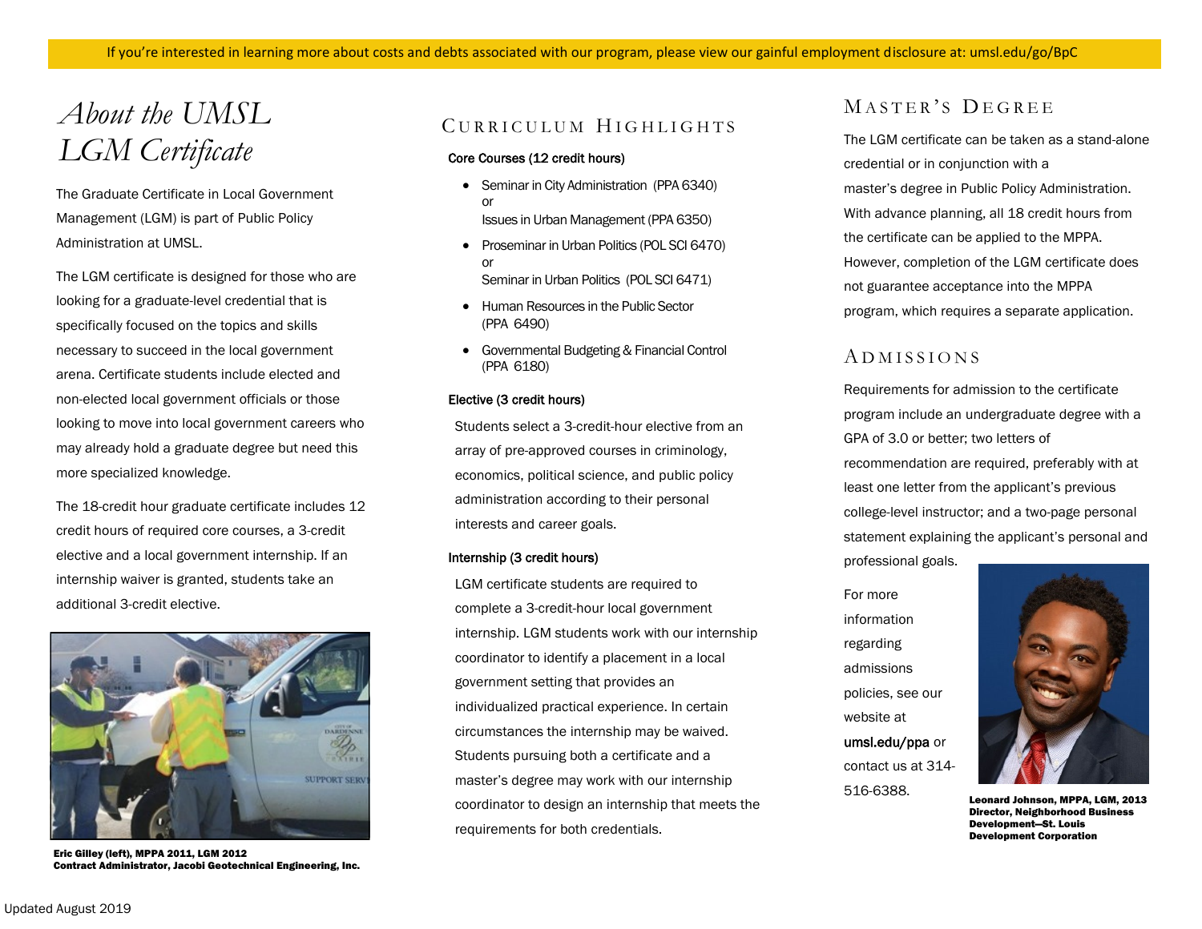If you're interested in learning more about costs and debts associated with our program, please view our gainful employment disclosure at: umsl.edu/go/BpC

# *About the UMSL LGM Certificate*

The Graduate Certificate in Local Government Management (LGM) is part of Public Policy Administration at UMSL.

The LGM certificate is designed for those who are looking for a graduate-level credential that is specifically focused on the topics and skills necessary to succeed in the local government arena. Certificate students include elected and non-elected local government officials or those looking to move into local government careers who may already hold a graduate degree but need this more specialized knowledge.

The 18-credit hour graduate certificate includes 12 credit hours of required core courses, a 3-credit elective and a local government internship. If an internship waiver is granted, students take an additional 3-credit elective.

Eric Gilley (left), MPPA 2011, LGM 2012
Contract Administrator, Jacobi Geotechnical Engineering, Inc.

## Curriculum Highlights

**Core Courses (12 credit hours)**

- Seminar in City Administration (PPA 6340)
  or
  Issues in Urban Management (PPA 6350)
- Proseminar in Urban Politics (POL SCI 6470)
  or
  Seminar in Urban Politics (POL SCI 6471)
- Human Resources in the Public Sector (PPA 6490)
- Governmental Budgeting & Financial Control (PPA 6180)

**Elective (3 credit hours)**

Students select a 3-credit-hour elective from an array of pre-approved courses in criminology, economics, political science, and public policy administration according to their personal interests and career goals.

**Internship (3 credit hours)**

LGM certificate students are required to complete a 3-credit-hour local government internship. LGM students work with our internship coordinator to identify a placement in a local government setting that provides an individualized practical experience. In certain circumstances the internship may be waived. Students pursuing both a certificate and a master's degree may work with our internship coordinator to design an internship that meets the requirements for both credentials.

## Master's Degree

The LGM certificate can be taken as a stand-alone credential or in conjunction with a master's degree in Public Policy Administration. With advance planning, all 18 credit hours from the certificate can be applied to the MPPA. However, completion of the LGM certificate does not guarantee acceptance into the MPPA program, which requires a separate application.

## Admissions

Requirements for admission to the certificate program include an undergraduate degree with a GPA of 3.0 or better; two letters of recommendation are required, preferably with at least one letter from the applicant's previous college-level instructor; and a two-page personal statement explaining the applicant's personal and professional goals.

For more information regarding admissions policies, see our website at umsl.edu/ppa or contact us at 314-516-6388.

Leonard Johnson, MPPA, LGM, 2013
Director, Neighborhood Business Development—St. Louis Development Corporation

Updated August 2019